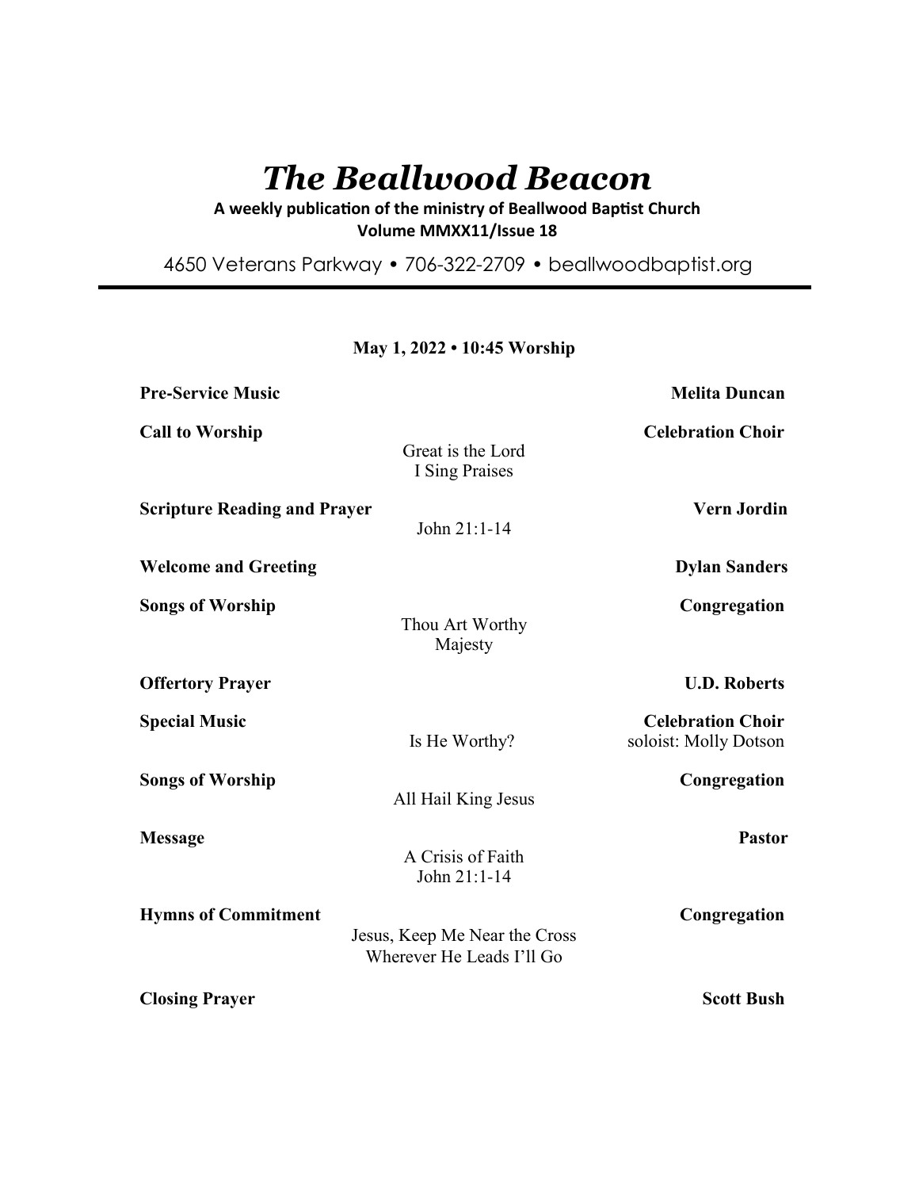# *The Beallwood Beacon*

**A weekly publication of the ministry of Beallwood Baptist Church**
**Volume MMXX11/Issue 18**

4650 Veterans Parkway • 706-322-2709 • beallwoodbaptist.org

---

**May 1, 2022 • 10:45 Worship**

**Pre-Service Music** — **Melita Duncan**

**Call to Worship** — **Celebration Choir**
Great is the Lord
I Sing Praises

**Scripture Reading and Prayer** — **Vern Jordin**
John 21:1-14

**Welcome and Greeting** — **Dylan Sanders**

**Songs of Worship** — **Congregation**
Thou Art Worthy
Majesty

**Offertory Prayer** — **U.D. Roberts**

**Special Music** — **Celebration Choir**
Is He Worthy? — soloist: Molly Dotson

**Songs of Worship** — **Congregation**
All Hail King Jesus

**Message** — **Pastor**
A Crisis of Faith
John 21:1-14

**Hymns of Commitment** — **Congregation**
Jesus, Keep Me Near the Cross
Wherever He Leads I'll Go

**Closing Prayer** — **Scott Bush**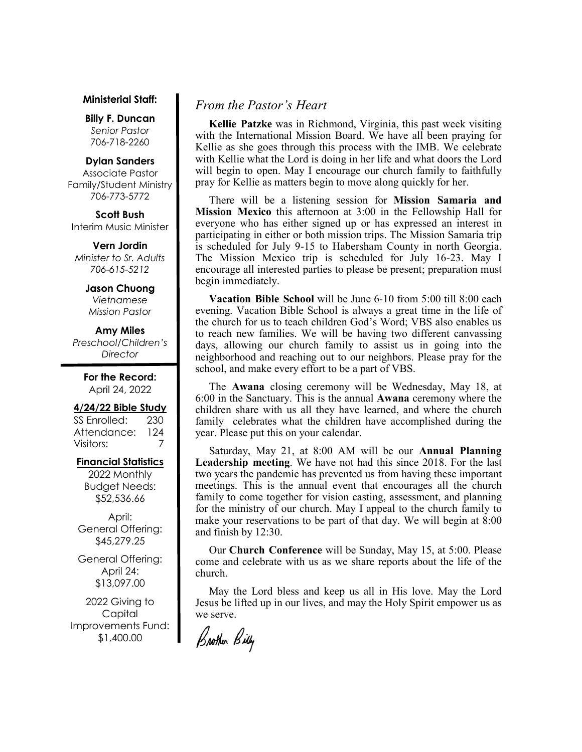**Ministerial Staff:**

**Billy F. Duncan**
*Senior Pastor*
706-718-2260

**Dylan Sanders**
Associate Pastor
Family/Student Ministry
706-773-5772

**Scott Bush**
Interim Music Minister

**Vern Jordin**
*Minister to Sr. Adults*
*706-615-5212*

**Jason Chuong**
*Vietnamese*
*Mission Pastor*

**Amy Miles**
*Preschool/Children's*
*Director*

**For the Record:**
April 24, 2022

**4/24/22 Bible Study**

| | |
|---|---|
| SS Enrolled: | 230 |
| Attendance: | 124 |
| Visitors: | 7 |

**Financial Statistics**

2022 Monthly
Budget Needs:
$52,536.66

April:
General Offering:
$45,279.25

General Offering:
April 24:
$13,097.00

2022 Giving to
Capital
Improvements Fund:
$1,400.00

## *From the Pastor's Heart*

**Kellie Patzke** was in Richmond, Virginia, this past week visiting with the International Mission Board. We have all been praying for Kellie as she goes through this process with the IMB. We celebrate with Kellie what the Lord is doing in her life and what doors the Lord will begin to open. May I encourage our church family to faithfully pray for Kellie as matters begin to move along quickly for her.

There will be a listening session for **Mission Samaria and Mission Mexico** this afternoon at 3:00 in the Fellowship Hall for everyone who has either signed up or has expressed an interest in participating in either or both mission trips. The Mission Samaria trip is scheduled for July 9-15 to Habersham County in north Georgia. The Mission Mexico trip is scheduled for July 16-23. May I encourage all interested parties to please be present; preparation must begin immediately.

**Vacation Bible School** will be June 6-10 from 5:00 till 8:00 each evening. Vacation Bible School is always a great time in the life of the church for us to teach children God's Word; VBS also enables us to reach new families. We will be having two different canvassing days, allowing our church family to assist us in going into the neighborhood and reaching out to our neighbors. Please pray for the school, and make every effort to be a part of VBS.

The **Awana** closing ceremony will be Wednesday, May 18, at 6:00 in the Sanctuary. This is the annual **Awana** ceremony where the children share with us all they have learned, and where the church family celebrates what the children have accomplished during the year. Please put this on your calendar.

Saturday, May 21, at 8:00 AM will be our **Annual Planning Leadership meeting**. We have not had this since 2018. For the last two years the pandemic has prevented us from having these important meetings. This is the annual event that encourages all the church family to come together for vision casting, assessment, and planning for the ministry of our church. May I appeal to the church family to make your reservations to be part of that day. We will begin at 8:00 and finish by 12:30.

Our **Church Conference** will be Sunday, May 15, at 5:00. Please come and celebrate with us as we share reports about the life of the church.

May the Lord bless and keep us all in His love. May the Lord Jesus be lifted up in our lives, and may the Holy Spirit empower us as we serve.

*Brother Billy*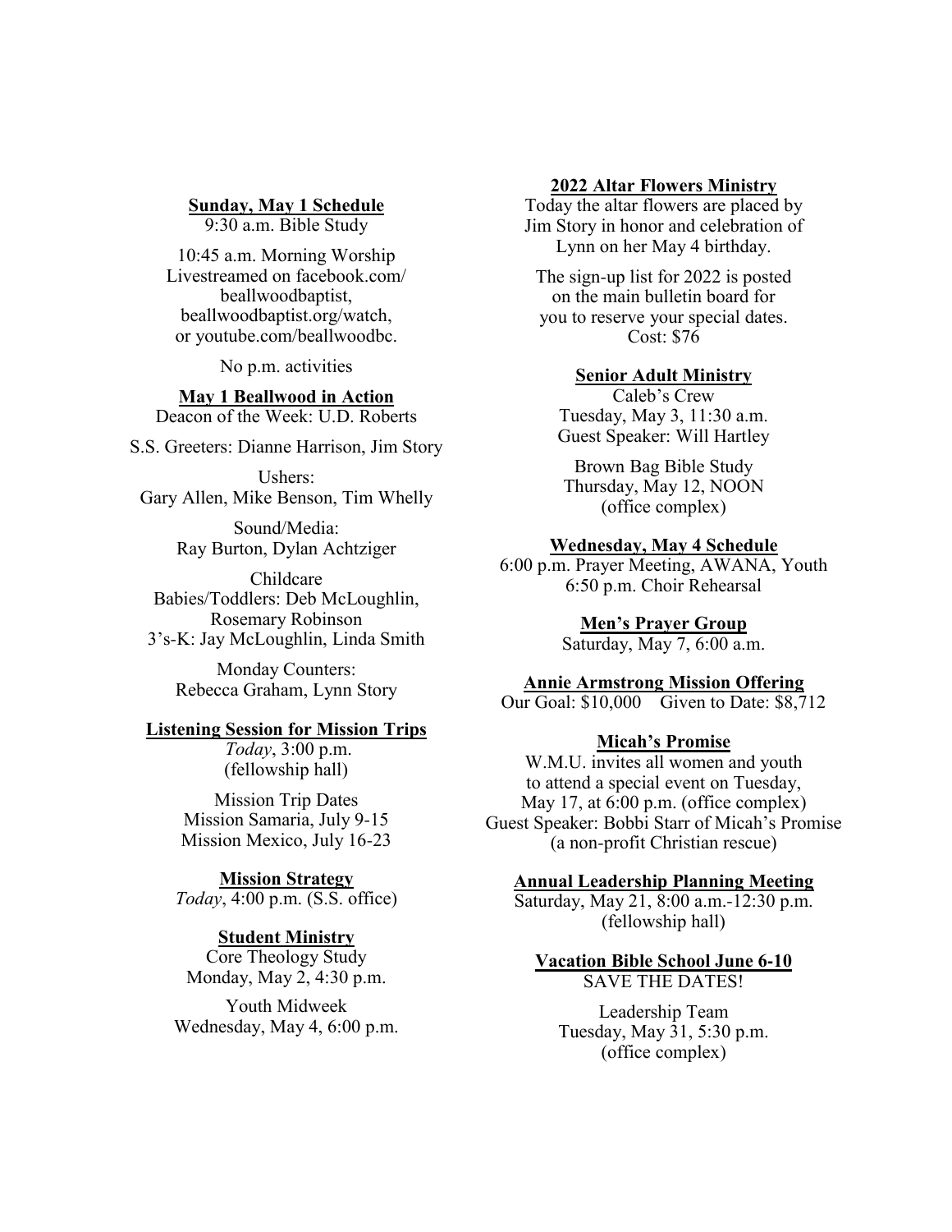**Sunday, May 1 Schedule**

9:30 a.m. Bible Study

10:45 a.m. Morning Worship
Livestreamed on facebook.com/beallwoodbaptist, beallwoodbaptist.org/watch, or youtube.com/beallwoodbc.

No p.m. activities

**May 1 Beallwood in Action**

Deacon of the Week: U.D. Roberts

S.S. Greeters: Dianne Harrison, Jim Story

Ushers:
Gary Allen, Mike Benson, Tim Whelly

Sound/Media:
Ray Burton, Dylan Achtziger

Childcare
Babies/Toddlers: Deb McLoughlin, Rosemary Robinson
3's-K: Jay McLoughlin, Linda Smith

Monday Counters:
Rebecca Graham, Lynn Story

**Listening Session for Mission Trips**

*Today*, 3:00 p.m.
(fellowship hall)

Mission Trip Dates
Mission Samaria, July 9-15
Mission Mexico, July 16-23

**Mission Strategy**

*Today*, 4:00 p.m. (S.S. office)

**Student Ministry**

Core Theology Study
Monday, May 2, 4:30 p.m.

Youth Midweek
Wednesday, May 4, 6:00 p.m.

**2022 Altar Flowers Ministry**

Today the altar flowers are placed by Jim Story in honor and celebration of Lynn on her May 4 birthday.

The sign-up list for 2022 is posted on the main bulletin board for you to reserve your special dates.
Cost: $76

**Senior Adult Ministry**

Caleb's Crew
Tuesday, May 3, 11:30 a.m.
Guest Speaker: Will Hartley

Brown Bag Bible Study
Thursday, May 12, NOON
(office complex)

**Wednesday, May 4 Schedule**

6:00 p.m. Prayer Meeting, AWANA, Youth
6:50 p.m. Choir Rehearsal

**Men's Prayer Group**

Saturday, May 7, 6:00 a.m.

**Annie Armstrong Mission Offering**

Our Goal: $10,000 Given to Date: $8,712

**Micah's Promise**

W.M.U. invites all women and youth to attend a special event on Tuesday, May 17, at 6:00 p.m. (office complex)
Guest Speaker: Bobbi Starr of Micah's Promise
(a non-profit Christian rescue)

**Annual Leadership Planning Meeting**

Saturday, May 21, 8:00 a.m.-12:30 p.m.
(fellowship hall)

**Vacation Bible School June 6-10**

SAVE THE DATES!

Leadership Team
Tuesday, May 31, 5:30 p.m.
(office complex)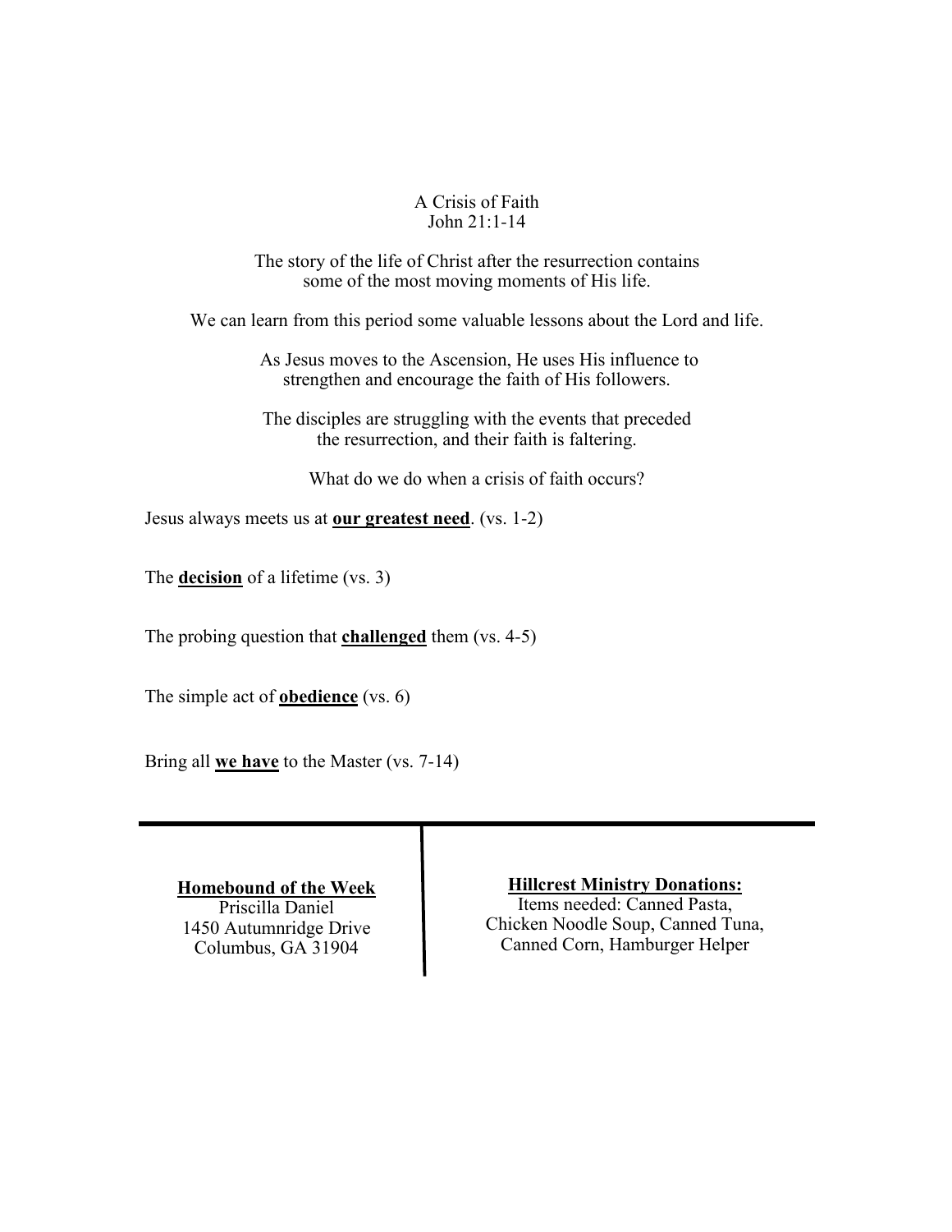A Crisis of Faith
John 21:1-14

The story of the life of Christ after the resurrection contains some of the most moving moments of His life.

We can learn from this period some valuable lessons about the Lord and life.

As Jesus moves to the Ascension, He uses His influence to strengthen and encourage the faith of His followers.

The disciples are struggling with the events that preceded the resurrection, and their faith is faltering.

What do we do when a crisis of faith occurs?

Jesus always meets us at **<u>our greatest need</u>**. (vs. 1-2)

The **<u>decision</u>** of a lifetime (vs. 3)

The probing question that **<u>challenged</u>** them (vs. 4-5)

The simple act of **<u>obedience</u>** (vs. 6)

Bring all **<u>we have</u>** to the Master (vs. 7-14)

---

**<u>Homebound of the Week</u>**
Priscilla Daniel
1450 Autumnridge Drive
Columbus, GA 31904

**<u>Hillcrest Ministry Donations:</u>**
Items needed: Canned Pasta, Chicken Noodle Soup, Canned Tuna, Canned Corn, Hamburger Helper